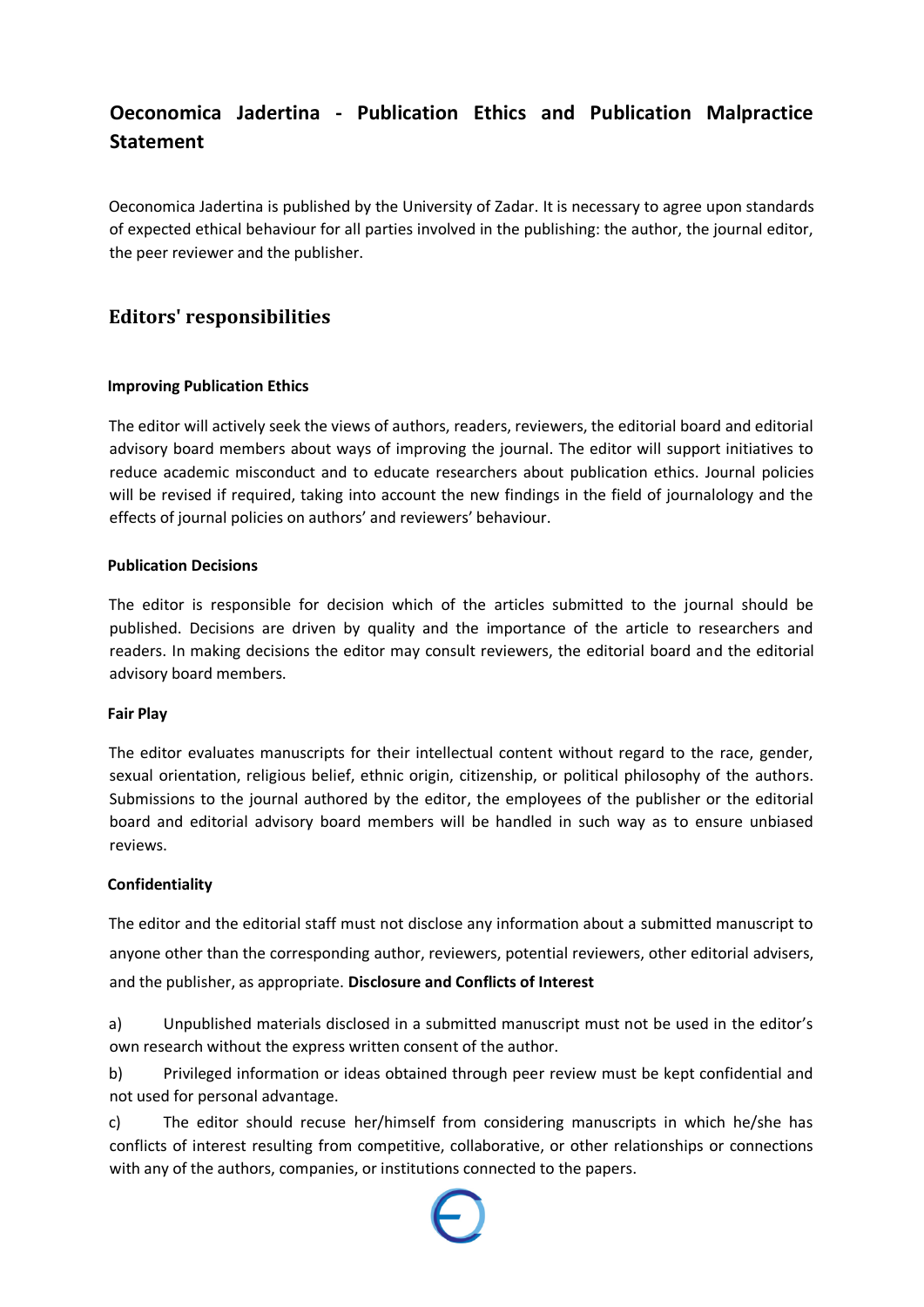# Oeconomica Jadertina - Publication Ethics and Publication Malpractice Statement

Oeconomica Jadertina is published by the University of Zadar. It is necessary to agree upon standards of expected ethical behaviour for all parties involved in the publishing: the author, the journal editor, the peer reviewer and the publisher.

## Editors' responsibilities

### Improving Publication Ethics

The editor will actively seek the views of authors, readers, reviewers, the editorial board and editorial advisory board members about ways of improving the journal. The editor will support initiatives to reduce academic misconduct and to educate researchers about publication ethics. Journal policies will be revised if required, taking into account the new findings in the field of journalology and the effects of journal policies on authors' and reviewers' behaviour.

### Publication Decisions

The editor is responsible for decision which of the articles submitted to the journal should be published. Decisions are driven by quality and the importance of the article to researchers and readers. In making decisions the editor may consult reviewers, the editorial board and the editorial advisory board members.

### Fair Play

The editor evaluates manuscripts for their intellectual content without regard to the race, gender, sexual orientation, religious belief, ethnic origin, citizenship, or political philosophy of the authors. Submissions to the journal authored by the editor, the employees of the publisher or the editorial board and editorial advisory board members will be handled in such way as to ensure unbiased reviews.

### Confidentiality

The editor and the editorial staff must not disclose any information about a submitted manuscript to anyone other than the corresponding author, reviewers, potential reviewers, other editorial advisers, and the publisher, as appropriate.

### Disclosure and Conflicts of Interest

a) Unpublished materials disclosed in a submitted manuscript must not be used in the editor's own research without the express written consent of the author.

b) Privileged information or ideas obtained through peer review must be kept confidential and not used for personal advantage.

c) The editor should recuse her/himself from considering manuscripts in which he/she has conflicts of interest resulting from competitive, collaborative, or other relationships or connections with any of the authors, companies, or institutions connected to the papers.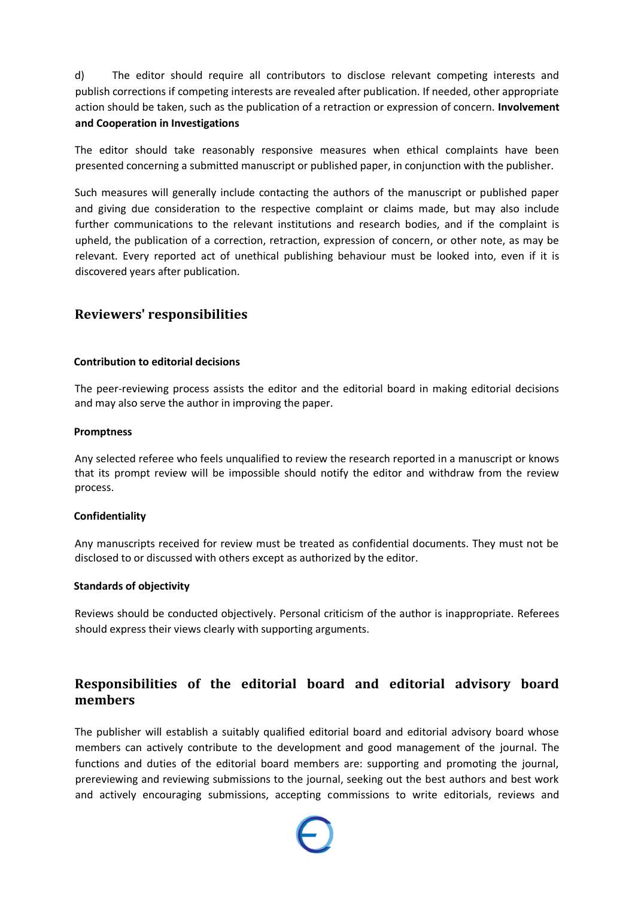d) The editor should require all contributors to disclose relevant competing interests and publish corrections if competing interests are revealed after publication. If needed, other appropriate action should be taken, such as the publication of a retraction or expression of concern. **Involvement and Cooperation in Investigations**

The editor should take reasonably responsive measures when ethical complaints have been presented concerning a submitted manuscript or published paper, in conjunction with the publisher.

Such measures will generally include contacting the authors of the manuscript or published paper and giving due consideration to the respective complaint or claims made, but may also include further communications to the relevant institutions and research bodies, and if the complaint is upheld, the publication of a correction, retraction, expression of concern, or other note, as may be relevant. Every reported act of unethical publishing behaviour must be looked into, even if it is discovered years after publication.

## Reviewers' responsibilities

**Contribution to editorial decisions**

The peer-reviewing process assists the editor and the editorial board in making editorial decisions and may also serve the author in improving the paper.

**Promptness**

Any selected referee who feels unqualified to review the research reported in a manuscript or knows that its prompt review will be impossible should notify the editor and withdraw from the review process.

**Confidentiality**

Any manuscripts received for review must be treated as confidential documents. They must not be disclosed to or discussed with others except as authorized by the editor.

**Standards of objectivity**

Reviews should be conducted objectively. Personal criticism of the author is inappropriate. Referees should express their views clearly with supporting arguments.

## Responsibilities of the editorial board and editorial advisory board members

The publisher will establish a suitably qualified editorial board and editorial advisory board whose members can actively contribute to the development and good management of the journal. The functions and duties of the editorial board members are: supporting and promoting the journal, prereviewing and reviewing submissions to the journal, seeking out the best authors and best work and actively encouraging submissions, accepting commissions to write editorials, reviews and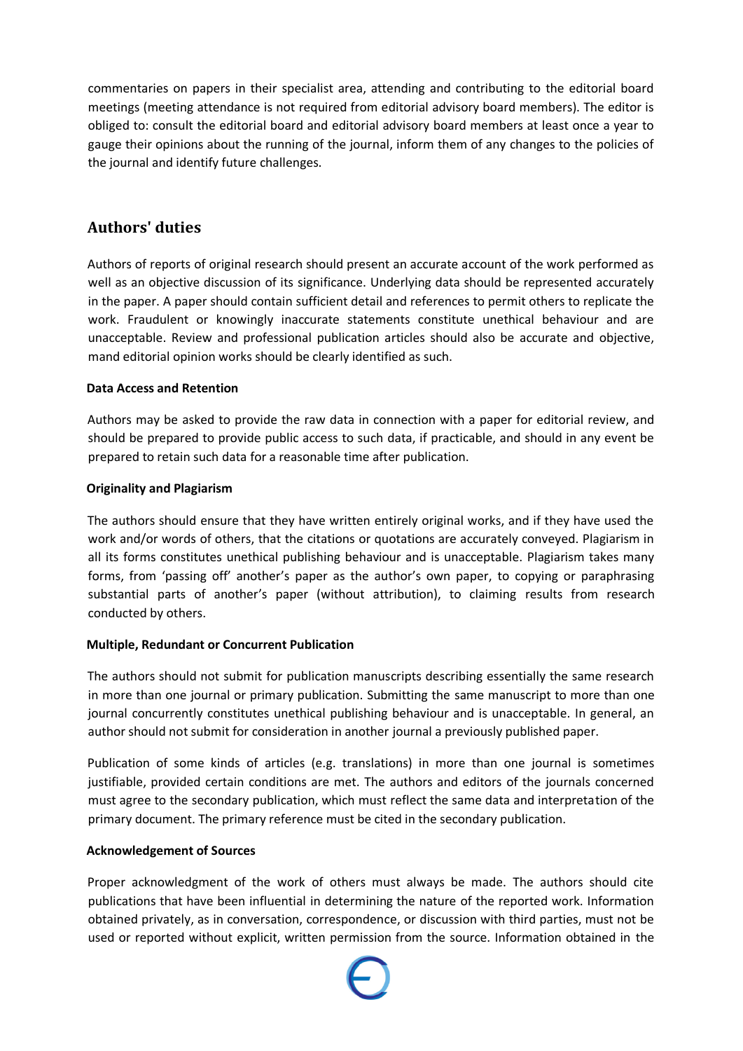commentaries on papers in their specialist area, attending and contributing to the editorial board meetings (meeting attendance is not required from editorial advisory board members). The editor is obliged to: consult the editorial board and editorial advisory board members at least once a year to gauge their opinions about the running of the journal, inform them of any changes to the policies of the journal and identify future challenges.

## Authors' duties

Authors of reports of original research should present an accurate account of the work performed as well as an objective discussion of its significance. Underlying data should be represented accurately in the paper. A paper should contain sufficient detail and references to permit others to replicate the work. Fraudulent or knowingly inaccurate statements constitute unethical behaviour and are unacceptable. Review and professional publication articles should also be accurate and objective, mand editorial opinion works should be clearly identified as such.

**Data Access and Retention**

Authors may be asked to provide the raw data in connection with a paper for editorial review, and should be prepared to provide public access to such data, if practicable, and should in any event be prepared to retain such data for a reasonable time after publication.

**Originality and Plagiarism**

The authors should ensure that they have written entirely original works, and if they have used the work and/or words of others, that the citations or quotations are accurately conveyed. Plagiarism in all its forms constitutes unethical publishing behaviour and is unacceptable. Plagiarism takes many forms, from 'passing off' another's paper as the author's own paper, to copying or paraphrasing substantial parts of another's paper (without attribution), to claiming results from research conducted by others.

**Multiple, Redundant or Concurrent Publication**

The authors should not submit for publication manuscripts describing essentially the same research in more than one journal or primary publication. Submitting the same manuscript to more than one journal concurrently constitutes unethical publishing behaviour and is unacceptable. In general, an author should not submit for consideration in another journal a previously published paper.

Publication of some kinds of articles (e.g. translations) in more than one journal is sometimes justifiable, provided certain conditions are met. The authors and editors of the journals concerned must agree to the secondary publication, which must reflect the same data and interpretation of the primary document. The primary reference must be cited in the secondary publication.

**Acknowledgement of Sources**

Proper acknowledgment of the work of others must always be made. The authors should cite publications that have been influential in determining the nature of the reported work. Information obtained privately, as in conversation, correspondence, or discussion with third parties, must not be used or reported without explicit, written permission from the source. Information obtained in the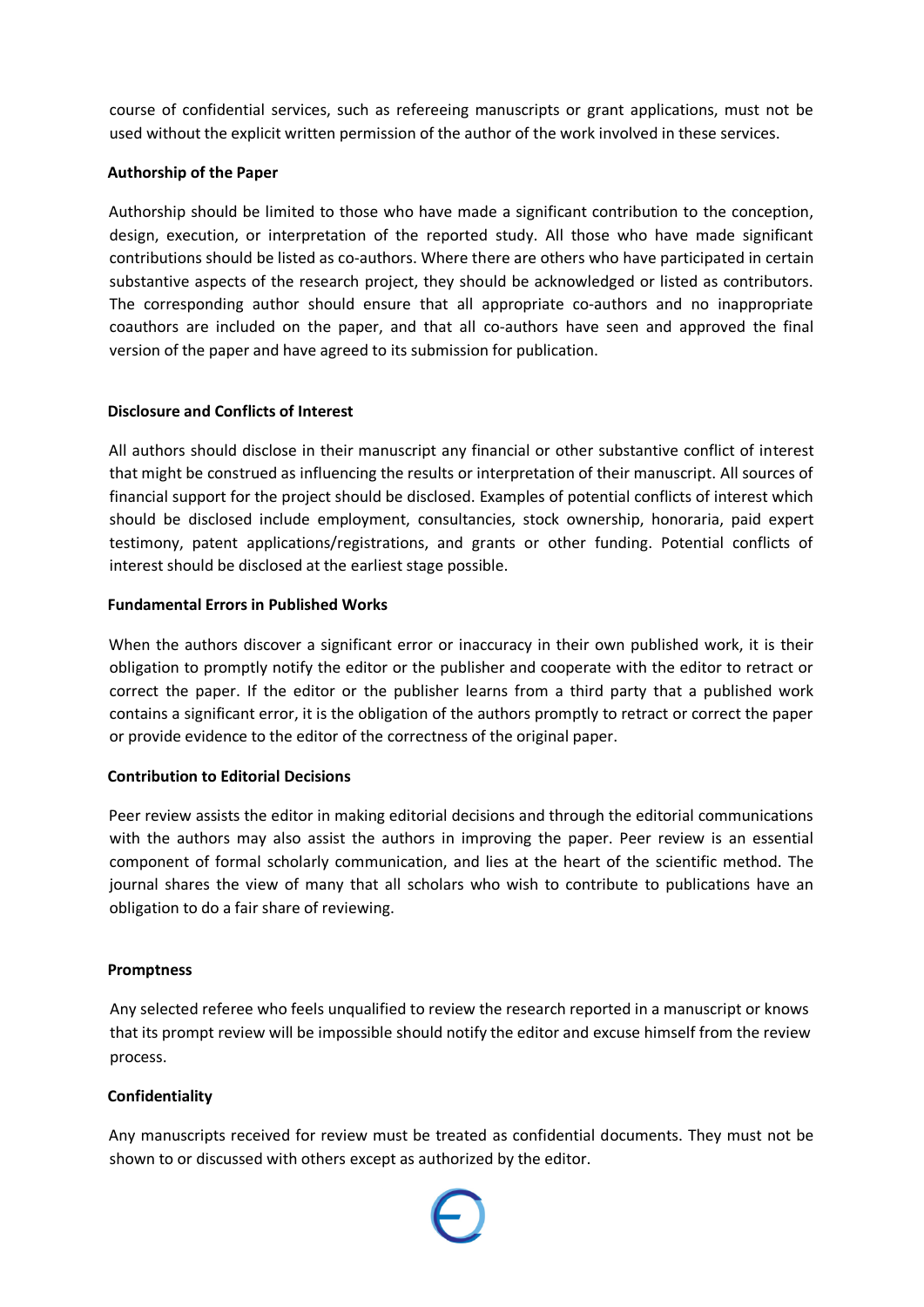course of confidential services, such as refereeing manuscripts or grant applications, must not be used without the explicit written permission of the author of the work involved in these services.

**Authorship of the Paper**

Authorship should be limited to those who have made a significant contribution to the conception, design, execution, or interpretation of the reported study. All those who have made significant contributions should be listed as co-authors. Where there are others who have participated in certain substantive aspects of the research project, they should be acknowledged or listed as contributors. The corresponding author should ensure that all appropriate co-authors and no inappropriate coauthors are included on the paper, and that all co-authors have seen and approved the final version of the paper and have agreed to its submission for publication.

**Disclosure and Conflicts of Interest**

All authors should disclose in their manuscript any financial or other substantive conflict of interest that might be construed as influencing the results or interpretation of their manuscript. All sources of financial support for the project should be disclosed. Examples of potential conflicts of interest which should be disclosed include employment, consultancies, stock ownership, honoraria, paid expert testimony, patent applications/registrations, and grants or other funding. Potential conflicts of interest should be disclosed at the earliest stage possible.

**Fundamental Errors in Published Works**

When the authors discover a significant error or inaccuracy in their own published work, it is their obligation to promptly notify the editor or the publisher and cooperate with the editor to retract or correct the paper. If the editor or the publisher learns from a third party that a published work contains a significant error, it is the obligation of the authors promptly to retract or correct the paper or provide evidence to the editor of the correctness of the original paper.

**Contribution to Editorial Decisions**

Peer review assists the editor in making editorial decisions and through the editorial communications with the authors may also assist the authors in improving the paper. Peer review is an essential component of formal scholarly communication, and lies at the heart of the scientific method. The journal shares the view of many that all scholars who wish to contribute to publications have an obligation to do a fair share of reviewing.

**Promptness**

Any selected referee who feels unqualified to review the research reported in a manuscript or knows that its prompt review will be impossible should notify the editor and excuse himself from the review process.

**Confidentiality**

Any manuscripts received for review must be treated as confidential documents. They must not be shown to or discussed with others except as authorized by the editor.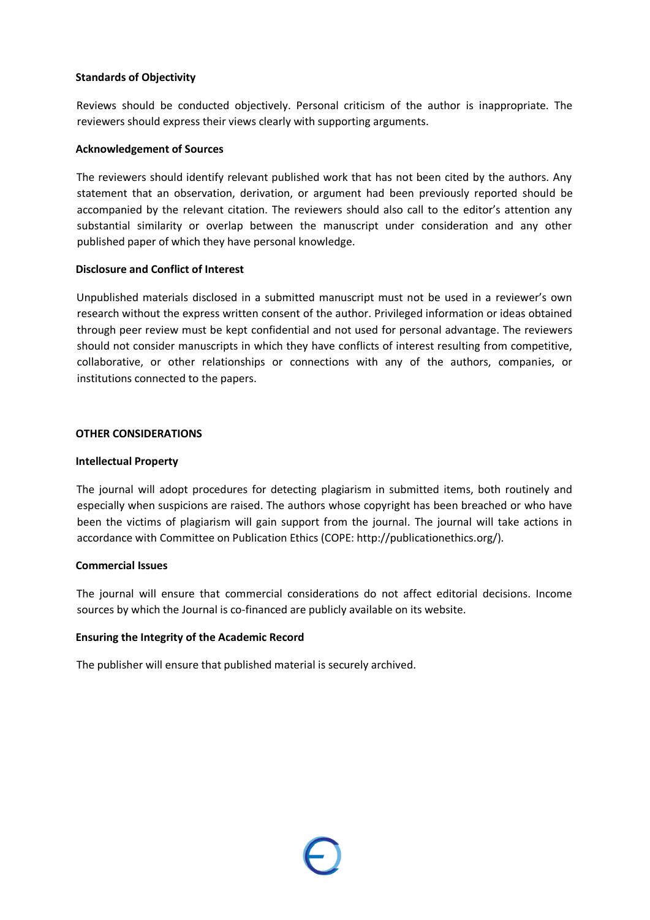**Standards of Objectivity**

Reviews should be conducted objectively. Personal criticism of the author is inappropriate. The reviewers should express their views clearly with supporting arguments.

**Acknowledgement of Sources**

The reviewers should identify relevant published work that has not been cited by the authors. Any statement that an observation, derivation, or argument had been previously reported should be accompanied by the relevant citation. The reviewers should also call to the editor's attention any substantial similarity or overlap between the manuscript under consideration and any other published paper of which they have personal knowledge.

**Disclosure and Conflict of Interest**

Unpublished materials disclosed in a submitted manuscript must not be used in a reviewer's own research without the express written consent of the author. Privileged information or ideas obtained through peer review must be kept confidential and not used for personal advantage. The reviewers should not consider manuscripts in which they have conflicts of interest resulting from competitive, collaborative, or other relationships or connections with any of the authors, companies, or institutions connected to the papers.

**OTHER CONSIDERATIONS**

**Intellectual Property**

The journal will adopt procedures for detecting plagiarism in submitted items, both routinely and especially when suspicions are raised. The authors whose copyright has been breached or who have been the victims of plagiarism will gain support from the journal. The journal will take actions in accordance with Committee on Publication Ethics (COPE: http://publicationethics.org/).

**Commercial Issues**

The journal will ensure that commercial considerations do not affect editorial decisions. Income sources by which the Journal is co-financed are publicly available on its website.

**Ensuring the Integrity of the Academic Record**

The publisher will ensure that published material is securely archived.